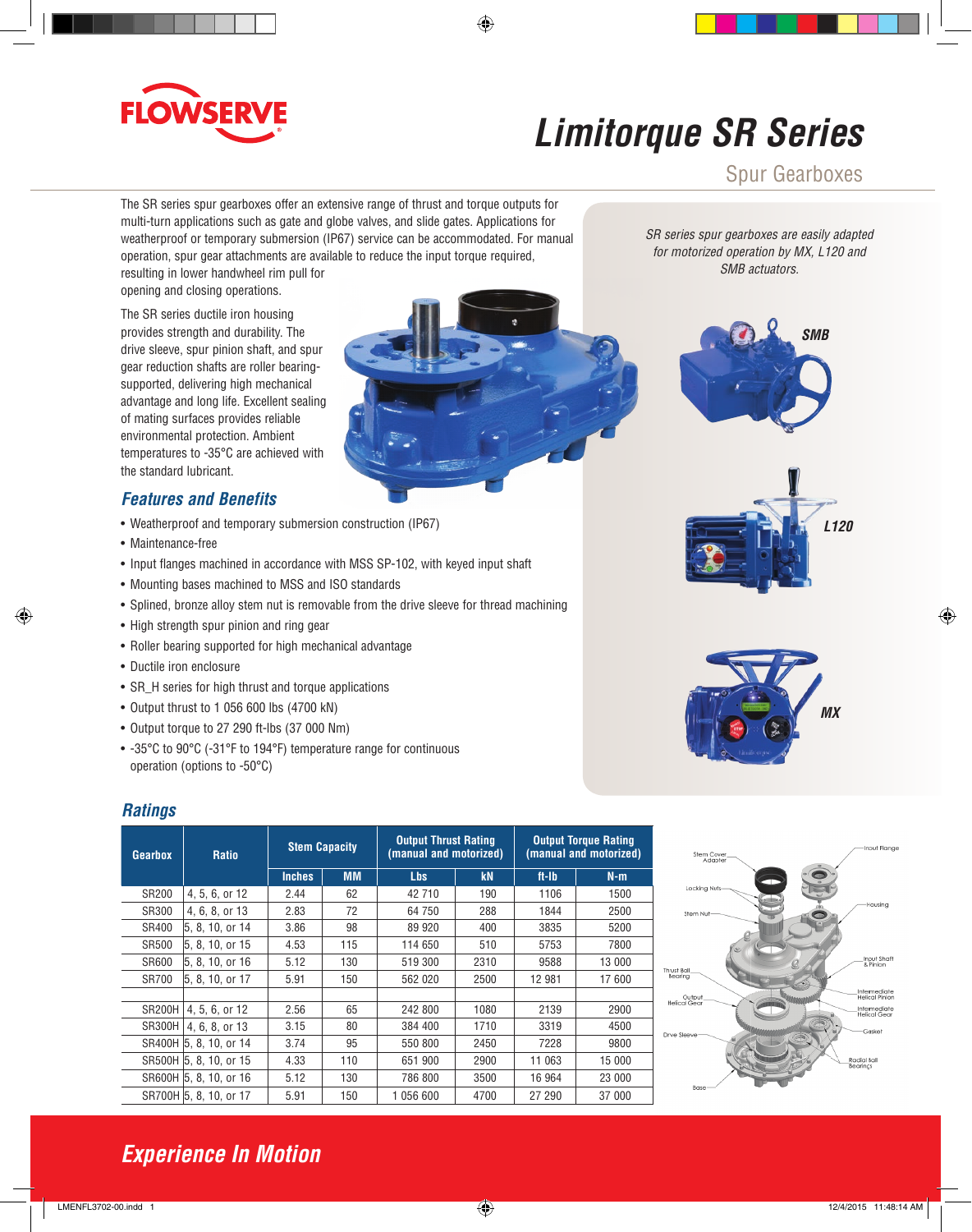# Limitorque SR Series

## Spur Gearboxes

The SR series spur gearboxes offer an extensive range of thrust and torque outputs for multi-turn applications such as gate and globe valves, and slide gates. Applications for weatherproof or temporary submersion (IP67) service can be accommodated. For manual operation, spur gear attachments are available to reduce the input torque required, resulting in lower handwheel rim pull for opening and closing operations.

The SR series ductile iron housing provides strength and durability. The drive sleeve, spur pinion shaft, and spur gear reduction shafts are roller bearing-supported, delivering high mechanical advantage and long life. Excellent sealing of mating surfaces provides reliable environmental protection. Ambient temperatures to -35°C are achieved with the standard lubricant.

*SR series spur gearboxes are easily adapted for motorized operation by MX, L120 and SMB actuators.*

### Features and Benefits

- Weatherproof and temporary submersion construction (IP67)
- Maintenance-free
- Input flanges machined in accordance with MSS SP-102, with keyed input shaft
- Mounting bases machined to MSS and ISO standards
- Splined, bronze alloy stem nut is removable from the drive sleeve for thread machining
- High strength spur pinion and ring gear
- Roller bearing supported for high mechanical advantage
- Ductile iron enclosure
- SR_H series for high thrust and torque applications
- Output thrust to 1 056 600 lbs (4700 kN)
- Output torque to 27 290 ft-lbs (37 000 Nm)
- -35°C to 90°C (-31°F to 194°F) temperature range for continuous operation (options to -50°C)

### Ratings

| Gearbox | Ratio | Stem Capacity | | Output Thrust Rating (manual and motorized) | | Output Torque Rating (manual and motorized) | |
|---|---|---|---|---|---|---|---|
| | | Inches | MM | Lbs | kN | ft-lb | N-m |
| SR200 | 4, 5, 6, or 12 | 2.44 | 62 | 42 710 | 190 | 1106 | 1500 |
| SR300 | 4, 6, 8, or 13 | 2.83 | 72 | 64 750 | 288 | 1844 | 2500 |
| SR400 | 5, 8, 10, or 14 | 3.86 | 98 | 89 920 | 400 | 3835 | 5200 |
| SR500 | 5, 8, 10, or 15 | 4.53 | 115 | 114 650 | 510 | 5753 | 7800 |
| SR600 | 5, 8, 10, or 16 | 5.12 | 130 | 519 300 | 2310 | 9588 | 13 000 |
| SR700 | 5, 8, 10, or 17 | 5.91 | 150 | 562 020 | 2500 | 12 981 | 17 600 |
| | | | | | | | |
| SR200H | 4, 5, 6, or 12 | 2.56 | 65 | 242 800 | 1080 | 2139 | 2900 |
| SR300H | 4, 6, 8, or 13 | 3.15 | 80 | 384 400 | 1710 | 3319 | 4500 |
| SR400H | 5, 8, 10, or 14 | 3.74 | 95 | 550 800 | 2450 | 7228 | 9800 |
| SR500H | 5, 8, 10, or 15 | 4.33 | 110 | 651 900 | 2900 | 11 063 | 15 000 |
| SR600H | 5, 8, 10, or 16 | 5.12 | 130 | 786 800 | 3500 | 16 964 | 23 000 |
| SR700H | 5, 8, 10, or 17 | 5.91 | 150 | 1 056 600 | 4700 | 27 290 | 37 000 |

*Experience In Motion*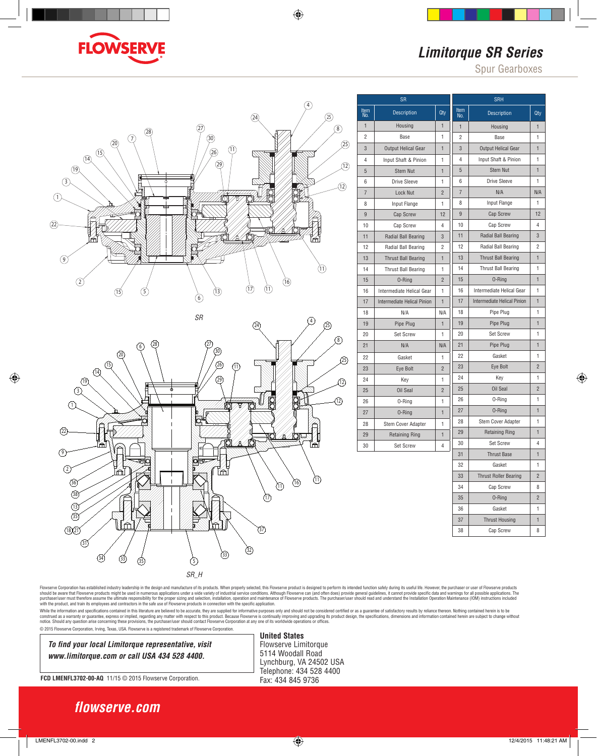# Limitorque SR Series

Spur Gearboxes

SR

SR_H

| SR | | |
|---|---|---|
| Item No. | Description | Qty |
| 1 | Housing | 1 |
| 2 | Base | 1 |
| 3 | Output Helical Gear | 1 |
| 4 | Input Shaft & Pinion | 1 |
| 5 | Stem Nut | 1 |
| 6 | Drive Sleeve | 1 |
| 7 | Lock Nut | 2 |
| 8 | Input Flange | 1 |
| 9 | Cap Screw | 12 |
| 10 | Cap Screw | 4 |
| 11 | Radial Ball Bearing | 3 |
| 12 | Radial Ball Bearing | 2 |
| 13 | Thrust Ball Bearing | 1 |
| 14 | Thrust Ball Bearing | 1 |
| 15 | O-Ring | 2 |
| 16 | Intermediate Helical Gear | 1 |
| 17 | Intermediate Helical Pinion | 1 |
| 18 | N/A | N/A |
| 19 | Pipe Plug | 1 |
| 20 | Set Screw | 1 |
| 21 | N/A | N/A |
| 22 | Gasket | 1 |
| 23 | Eye Bolt | 2 |
| 24 | Key | 1 |
| 25 | Oil Seal | 2 |
| 26 | O-Ring | 1 |
| 27 | O-Ring | 1 |
| 28 | Stem Cover Adapter | 1 |
| 29 | Retaining Ring | 1 |
| 30 | Set Screw | 4 |

| SRH | | |
|---|---|---|
| Item No. | Description | Qty |
| 1 | Housing | 1 |
| 2 | Base | 1 |
| 3 | Output Helical Gear | 1 |
| 4 | Input Shaft & Pinion | 1 |
| 5 | Stem Nut | 1 |
| 6 | Drive Sleeve | 1 |
| 7 | N/A | N/A |
| 8 | Input Flange | 1 |
| 9 | Cap Screw | 12 |
| 10 | Cap Screw | 4 |
| 11 | Radial Ball Bearing | 3 |
| 12 | Radial Ball Bearing | 2 |
| 13 | Thrust Ball Bearing | 1 |
| 14 | Thrust Ball Bearing | 1 |
| 15 | O-Ring | 1 |
| 16 | Intermediate Helical Gear | 1 |
| 17 | Intermediate Helical Pinion | 1 |
| 18 | Pipe Plug | 1 |
| 19 | Pipe Plug | 1 |
| 20 | Set Screw | 1 |
| 21 | Pipe Plug | 1 |
| 22 | Gasket | 1 |
| 23 | Eye Bolt | 2 |
| 24 | Key | 1 |
| 25 | Oil Seal | 2 |
| 26 | O-Ring | 1 |
| 27 | O-Ring | 1 |
| 28 | Stem Cover Adapter | 1 |
| 29 | Retaining Ring | 1 |
| 30 | Set Screw | 4 |
| 31 | Thrust Base | 1 |
| 32 | Gasket | 1 |
| 33 | Thrust Roller Bearing | 2 |
| 34 | Cap Screw | 8 |
| 35 | O-Ring | 2 |
| 36 | Gasket | 1 |
| 37 | Thrust Housing | 1 |
| 38 | Cap Screw | 8 |

Flowserve Corporation has established industry leadership in the design and manufacture of its products. When properly selected, this Flowserve product is designed to perform its intended function safely during its useful life. However, the purchaser or user of Flowserve products should be aware that Flowserve products might be used in numerous applications under a wide variety of industrial service conditions. Although Flowserve can (and often does) provide general guidelines, it cannot provide specific data and warnings for all possible applications. The purchaser/user must therefore assume the ultimate responsibility for the proper sizing and selection, installation, operation and maintenance of Flowserve products. The purchaser/user should read and understand the Installation Operation Maintenance (IOM) instructions included with the product, and train its employees and contractors in the safe use of Flowserve products in connection with the specific application.

While the information and specifications contained in this literature are believed to be accurate, they are supplied for informative purposes only and should not be considered certified or as a guarantee of satisfactory results by reliance thereon. Nothing contained herein is to be construed as a warranty or guarantee, express or implied, regarding any matter with respect to this product. Because Flowserve is continually improving and upgrading its product design, the specifications, dimensions and information contained herein are subject to change without notice. Should any question arise concerning these provisions, the purchaser/user should contact Flowserve Corporation at any one of its worldwide operations or offices.

© 2015 Flowserve Corporation, Irving, Texas, USA. Flowserve is a registered trademark of Flowserve Corporation.

***To find your local Limitorque representative, visit www.limitorque.com or call USA 434 528 4400.***

**FCD LMENFL3702-00-AQ** 11/15 © 2015 Flowserve Corporation.

**United States**
Flowserve Limitorque
5114 Woodall Road
Lynchburg, VA 24502 USA
Telephone: 434 528 4400
Fax: 434 845 9736

***flowserve.com***